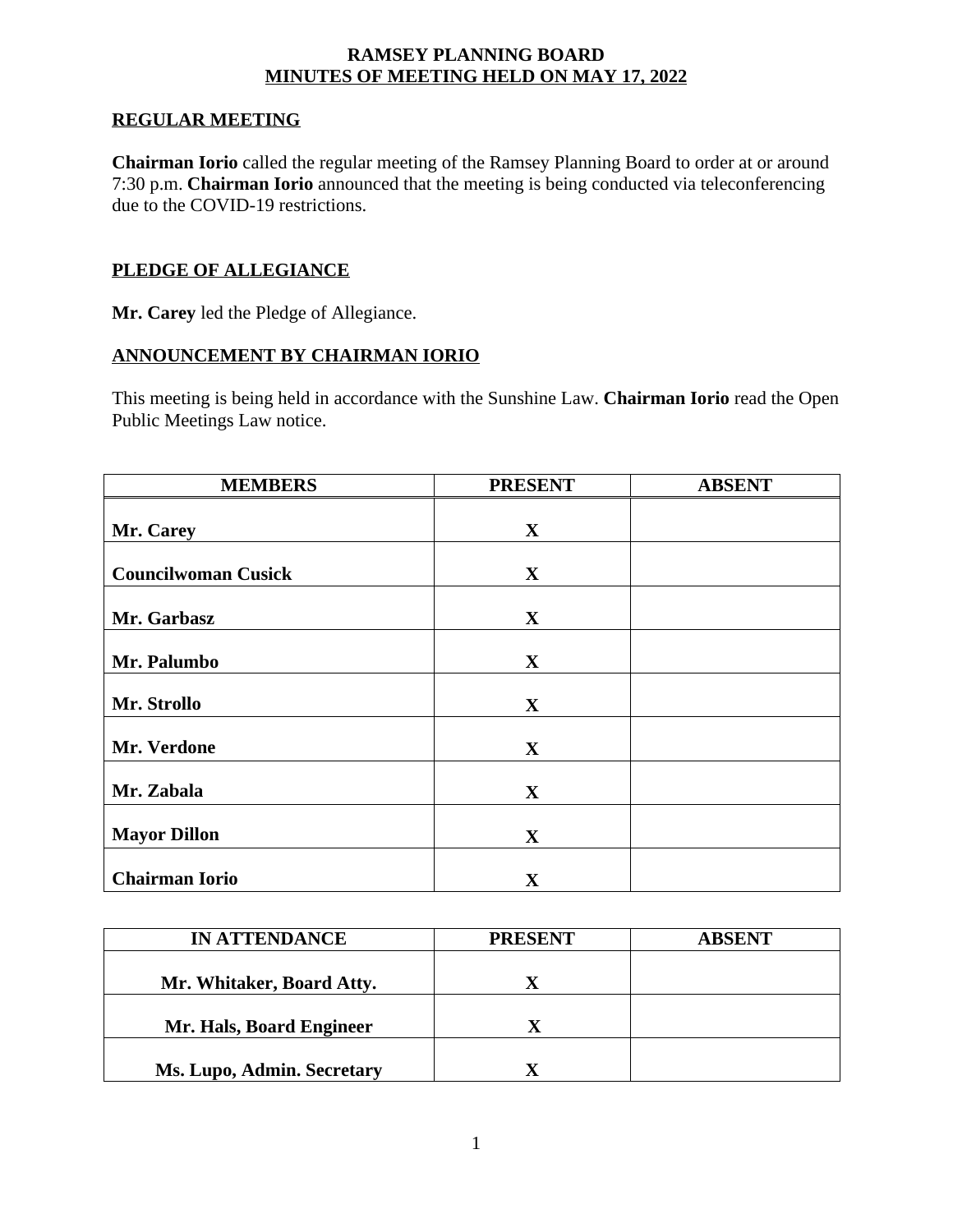# RAMSEY PLANNING BOARD

## MINUTES OF MEETING HELD ON MAY 17, 2022

### REGULAR MEETING

**Chairman Iorio** called the regular meeting of the Ramsey Planning Board to order at or around 7:30 p.m. **Chairman Iorio** announced that the meeting is being conducted via teleconferencing due to the COVID-19 restrictions.

### PLEDGE OF ALLEGIANCE

**Mr. Carey** led the Pledge of Allegiance.

### ANNOUNCEMENT BY CHAIRMAN IORIO

This meeting is being held in accordance with the Sunshine Law. **Chairman Iorio** read the Open Public Meetings Law notice.

| MEMBERS | PRESENT | ABSENT |
|---|---|---|
| **Mr. Carey** | **X** | |
| **Councilwoman Cusick** | **X** | |
| **Mr. Garbasz** | **X** | |
| **Mr. Palumbo** | **X** | |
| **Mr. Strollo** | **X** | |
| **Mr. Verdone** | **X** | |
| **Mr. Zabala** | **X** | |
| **Mayor Dillon** | **X** | |
| **Chairman Iorio** | **X** | |

| IN ATTENDANCE | PRESENT | ABSENT |
|---|---|---|
| **Mr. Whitaker, Board Atty.** | **X** | |
| **Mr. Hals, Board Engineer** | **X** | |
| **Ms. Lupo, Admin. Secretary** | **X** | |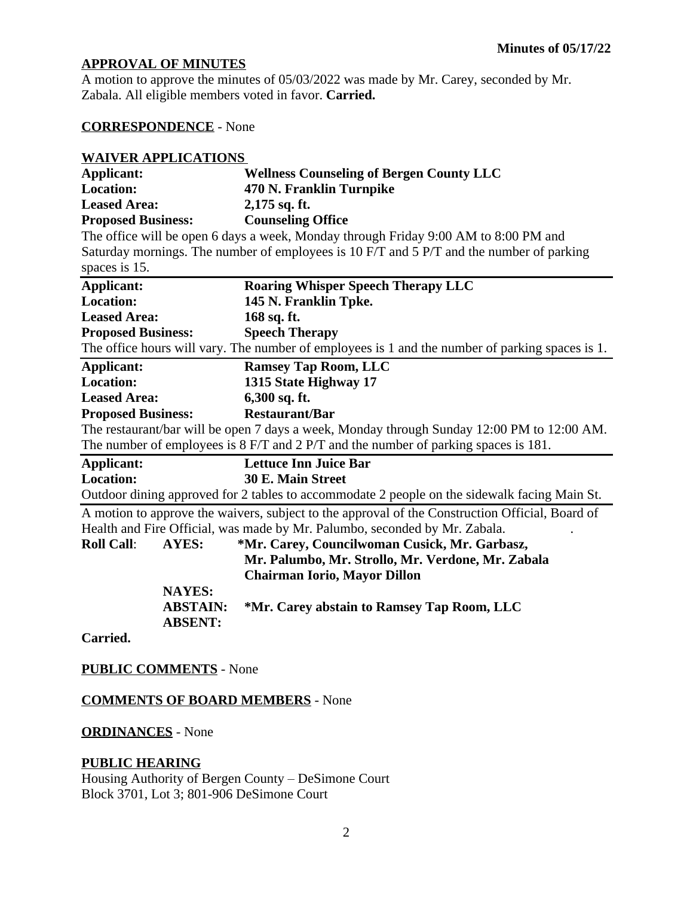**Minutes of 05/17/22**

## APPROVAL OF MINUTES

A motion to approve the minutes of 05/03/2022 was made by Mr. Carey, seconded by Mr. Zabala. All eligible members voted in favor. **Carried.**

**CORRESPONDENCE** - None

## WAIVER APPLICATIONS

**Applicant:** **Wellness Counseling of Bergen County LLC**
**Location:** **470 N. Franklin Turnpike**
**Leased Area:** **2,175 sq. ft.**
**Proposed Business:** **Counseling Office**

The office will be open 6 days a week, Monday through Friday 9:00 AM to 8:00 PM and Saturday mornings. The number of employees is 10 F/T and 5 P/T and the number of parking spaces is 15.

---

**Applicant:** **Roaring Whisper Speech Therapy LLC**
**Location:** **145 N. Franklin Tpke.**
**Leased Area:** **168 sq. ft.**
**Proposed Business:** **Speech Therapy**

The office hours will vary. The number of employees is 1 and the number of parking spaces is 1.

---

**Applicant:** **Ramsey Tap Room, LLC**
**Location:** **1315 State Highway 17**
**Leased Area:** **6,300 sq. ft.**
**Proposed Business:** **Restaurant/Bar**

The restaurant/bar will be open 7 days a week, Monday through Sunday 12:00 PM to 12:00 AM. The number of employees is 8 F/T and 2 P/T and the number of parking spaces is 181.

---

**Applicant:** **Lettuce Inn Juice Bar**
**Location:** **30 E. Main Street**

Outdoor dining approved for 2 tables to accommodate 2 people on the sidewalk facing Main St.

---

A motion to approve the waivers, subject to the approval of the Construction Official, Board of Health and Fire Official, was made by Mr. Palumbo, seconded by Mr. Zabala.

**Roll Call**: **AYES:** **\*Mr. Carey, Councilwoman Cusick, Mr. Garbasz, Mr. Palumbo, Mr. Strollo, Mr. Verdone, Mr. Zabala Chairman Iorio, Mayor Dillon**
**NAYES:**
**ABSTAIN:** **\*Mr. Carey abstain to Ramsey Tap Room, LLC**
**ABSENT:**

**Carried.**

**PUBLIC COMMENTS** - None

**COMMENTS OF BOARD MEMBERS** - None

**ORDINANCES** - None

## PUBLIC HEARING

Housing Authority of Bergen County – DeSimone Court
Block 3701, Lot 3; 801-906 DeSimone Court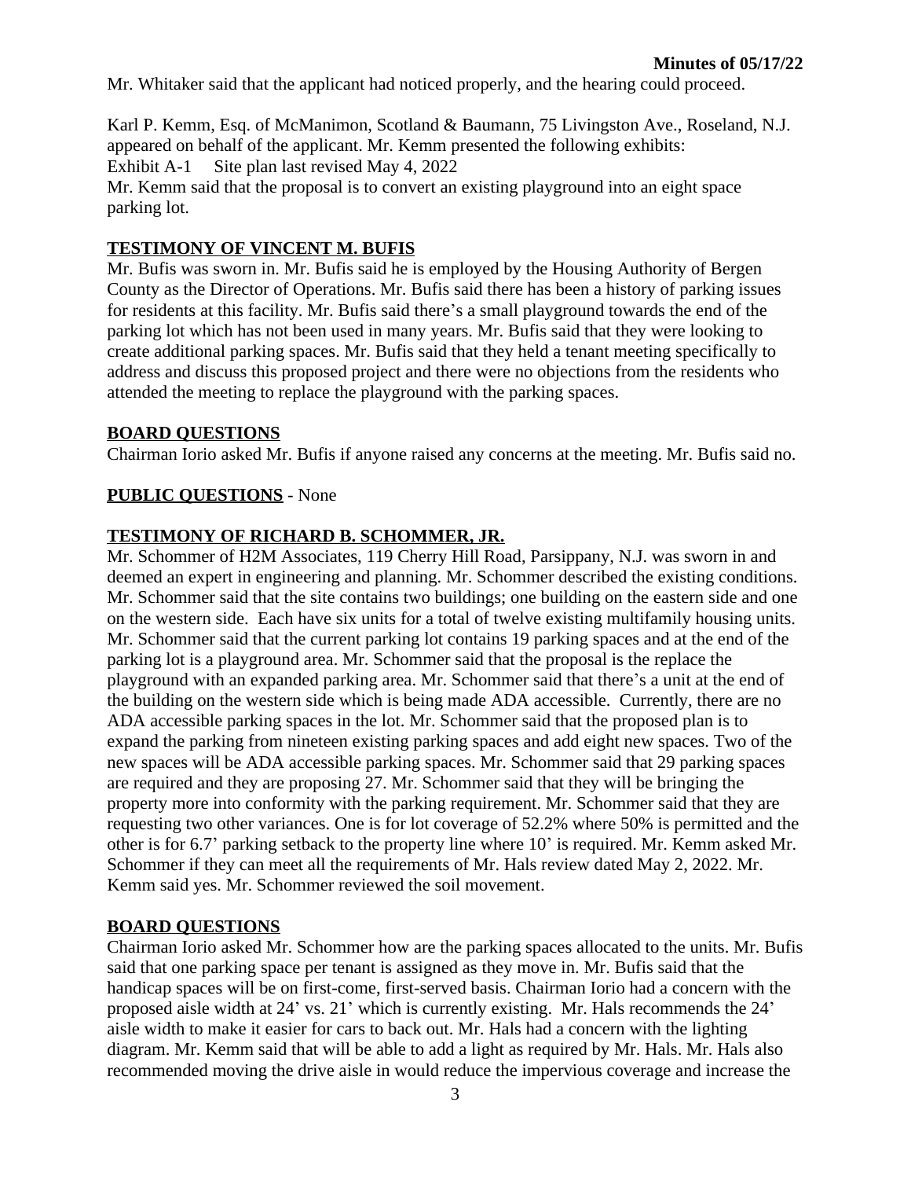Mr. Whitaker said that the applicant had noticed properly, and the hearing could proceed.

Karl P. Kemm, Esq. of McManimon, Scotland & Baumann, 75 Livingston Ave., Roseland, N.J. appeared on behalf of the applicant. Mr. Kemm presented the following exhibits:
Exhibit A-1 Site plan last revised May 4, 2022
Mr. Kemm said that the proposal is to convert an existing playground into an eight space parking lot.

**TESTIMONY OF VINCENT M. BUFIS**

Mr. Bufis was sworn in. Mr. Bufis said he is employed by the Housing Authority of Bergen County as the Director of Operations. Mr. Bufis said there has been a history of parking issues for residents at this facility. Mr. Bufis said there's a small playground towards the end of the parking lot which has not been used in many years. Mr. Bufis said that they were looking to create additional parking spaces. Mr. Bufis said that they held a tenant meeting specifically to address and discuss this proposed project and there were no objections from the residents who attended the meeting to replace the playground with the parking spaces.

**BOARD QUESTIONS**

Chairman Iorio asked Mr. Bufis if anyone raised any concerns at the meeting. Mr. Bufis said no.

**PUBLIC QUESTIONS** - None

**TESTIMONY OF RICHARD B. SCHOMMER, JR.**

Mr. Schommer of H2M Associates, 119 Cherry Hill Road, Parsippany, N.J. was sworn in and deemed an expert in engineering and planning. Mr. Schommer described the existing conditions. Mr. Schommer said that the site contains two buildings; one building on the eastern side and one on the western side. Each have six units for a total of twelve existing multifamily housing units. Mr. Schommer said that the current parking lot contains 19 parking spaces and at the end of the parking lot is a playground area. Mr. Schommer said that the proposal is the replace the playground with an expanded parking area. Mr. Schommer said that there's a unit at the end of the building on the western side which is being made ADA accessible. Currently, there are no ADA accessible parking spaces in the lot. Mr. Schommer said that the proposed plan is to expand the parking from nineteen existing parking spaces and add eight new spaces. Two of the new spaces will be ADA accessible parking spaces. Mr. Schommer said that 29 parking spaces are required and they are proposing 27. Mr. Schommer said that they will be bringing the property more into conformity with the parking requirement. Mr. Schommer said that they are requesting two other variances. One is for lot coverage of 52.2% where 50% is permitted and the other is for 6.7' parking setback to the property line where 10' is required. Mr. Kemm asked Mr. Schommer if they can meet all the requirements of Mr. Hals review dated May 2, 2022. Mr. Kemm said yes. Mr. Schommer reviewed the soil movement.

**BOARD QUESTIONS**

Chairman Iorio asked Mr. Schommer how are the parking spaces allocated to the units. Mr. Bufis said that one parking space per tenant is assigned as they move in. Mr. Bufis said that the handicap spaces will be on first-come, first-served basis. Chairman Iorio had a concern with the proposed aisle width at 24' vs. 21' which is currently existing. Mr. Hals recommends the 24' aisle width to make it easier for cars to back out. Mr. Hals had a concern with the lighting diagram. Mr. Kemm said that will be able to add a light as required by Mr. Hals. Mr. Hals also recommended moving the drive aisle in would reduce the impervious coverage and increase the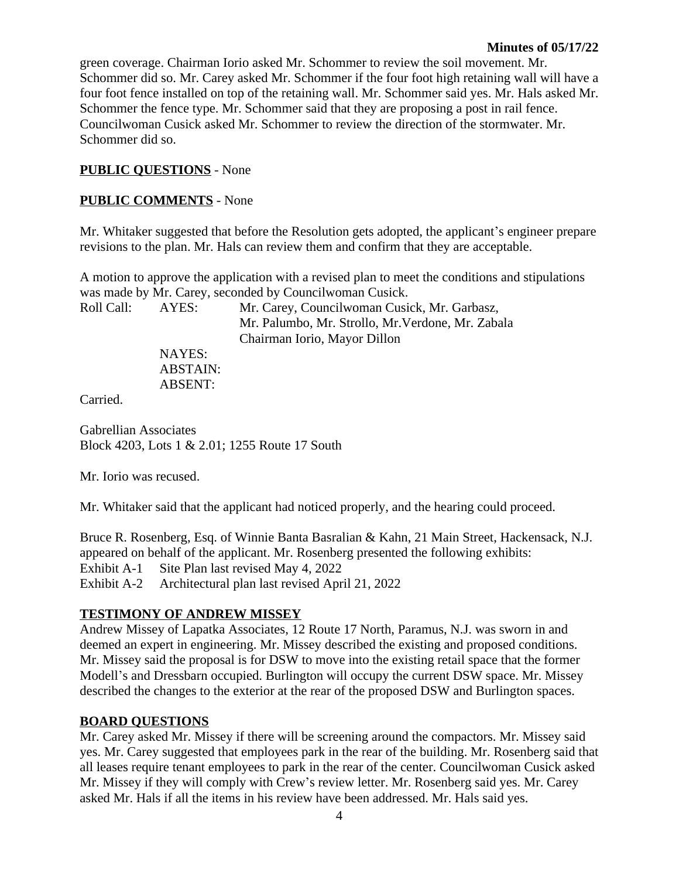green coverage. Chairman Iorio asked Mr. Schommer to review the soil movement. Mr. Schommer did so. Mr. Carey asked Mr. Schommer if the four foot high retaining wall will have a four foot fence installed on top of the retaining wall. Mr. Schommer said yes. Mr. Hals asked Mr. Schommer the fence type. Mr. Schommer said that they are proposing a post in rail fence. Councilwoman Cusick asked Mr. Schommer to review the direction of the stormwater. Mr. Schommer did so.

**PUBLIC QUESTIONS** - None

**PUBLIC COMMENTS** - None

Mr. Whitaker suggested that before the Resolution gets adopted, the applicant's engineer prepare revisions to the plan. Mr. Hals can review them and confirm that they are acceptable.

A motion to approve the application with a revised plan to meet the conditions and stipulations was made by Mr. Carey, seconded by Councilwoman Cusick.

Roll Call: AYES: Mr. Carey, Councilwoman Cusick, Mr. Garbasz, Mr. Palumbo, Mr. Strollo, Mr.Verdone, Mr. Zabala Chairman Iorio, Mayor Dillon

NAYES:

ABSTAIN:

ABSENT:

Carried.

Gabrellian Associates
Block 4203, Lots 1 & 2.01; 1255 Route 17 South

Mr. Iorio was recused.

Mr. Whitaker said that the applicant had noticed properly, and the hearing could proceed.

Bruce R. Rosenberg, Esq. of Winnie Banta Basralian & Kahn, 21 Main Street, Hackensack, N.J. appeared on behalf of the applicant. Mr. Rosenberg presented the following exhibits:

Exhibit A-1 Site Plan last revised May 4, 2022
Exhibit A-2 Architectural plan last revised April 21, 2022

**TESTIMONY OF ANDREW MISSEY**

Andrew Missey of Lapatka Associates, 12 Route 17 North, Paramus, N.J. was sworn in and deemed an expert in engineering. Mr. Missey described the existing and proposed conditions. Mr. Missey said the proposal is for DSW to move into the existing retail space that the former Modell's and Dressbarn occupied. Burlington will occupy the current DSW space. Mr. Missey described the changes to the exterior at the rear of the proposed DSW and Burlington spaces.

**BOARD QUESTIONS**

Mr. Carey asked Mr. Missey if there will be screening around the compactors. Mr. Missey said yes. Mr. Carey suggested that employees park in the rear of the building. Mr. Rosenberg said that all leases require tenant employees to park in the rear of the center. Councilwoman Cusick asked Mr. Missey if they will comply with Crew's review letter. Mr. Rosenberg said yes. Mr. Carey asked Mr. Hals if all the items in his review have been addressed. Mr. Hals said yes.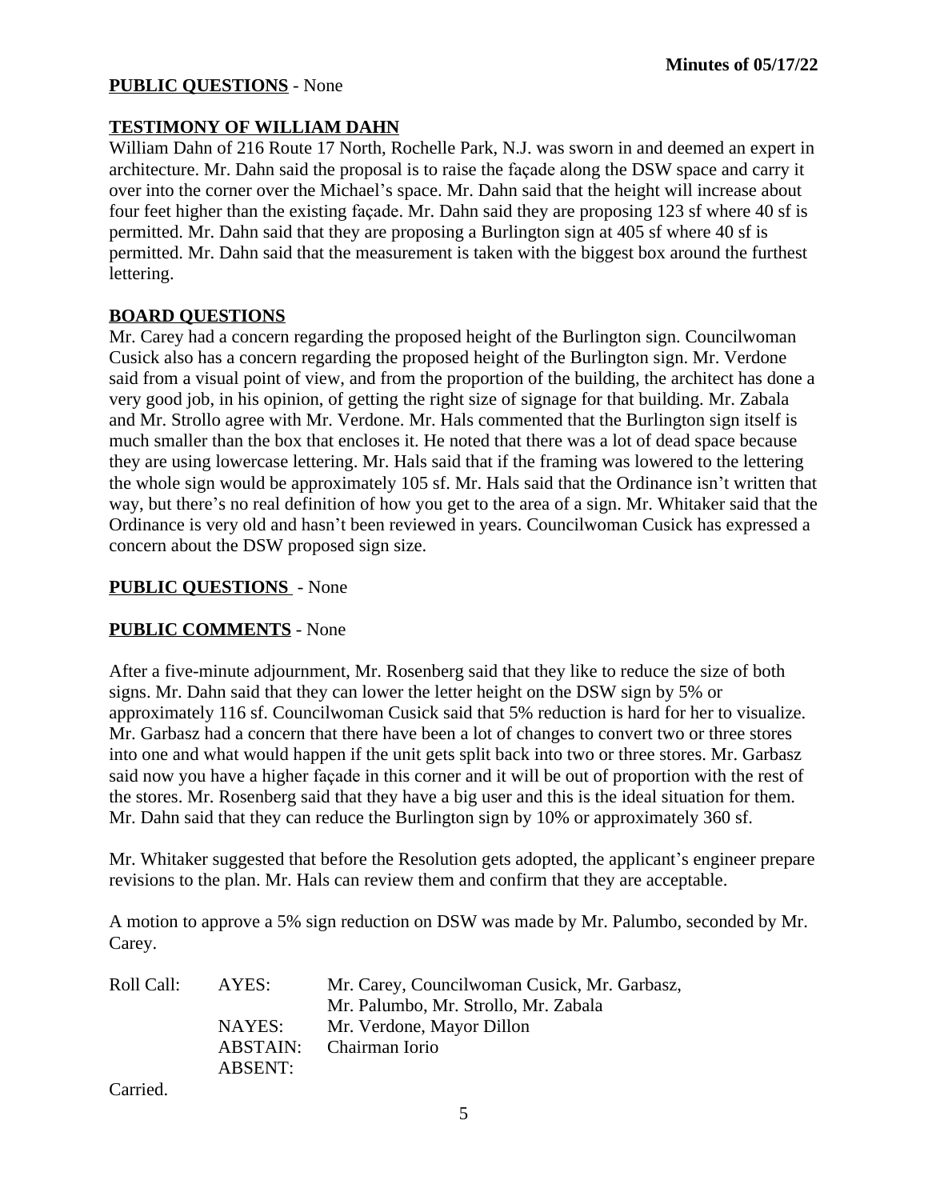**PUBLIC QUESTIONS** - None

**TESTIMONY OF WILLIAM DAHN**

William Dahn of 216 Route 17 North, Rochelle Park, N.J. was sworn in and deemed an expert in architecture. Mr. Dahn said the proposal is to raise the façade along the DSW space and carry it over into the corner over the Michael's space. Mr. Dahn said that the height will increase about four feet higher than the existing façade. Mr. Dahn said they are proposing 123 sf where 40 sf is permitted. Mr. Dahn said that they are proposing a Burlington sign at 405 sf where 40 sf is permitted. Mr. Dahn said that the measurement is taken with the biggest box around the furthest lettering.

**BOARD QUESTIONS**

Mr. Carey had a concern regarding the proposed height of the Burlington sign. Councilwoman Cusick also has a concern regarding the proposed height of the Burlington sign. Mr. Verdone said from a visual point of view, and from the proportion of the building, the architect has done a very good job, in his opinion, of getting the right size of signage for that building. Mr. Zabala and Mr. Strollo agree with Mr. Verdone. Mr. Hals commented that the Burlington sign itself is much smaller than the box that encloses it. He noted that there was a lot of dead space because they are using lowercase lettering. Mr. Hals said that if the framing was lowered to the lettering the whole sign would be approximately 105 sf. Mr. Hals said that the Ordinance isn't written that way, but there's no real definition of how you get to the area of a sign. Mr. Whitaker said that the Ordinance is very old and hasn't been reviewed in years. Councilwoman Cusick has expressed a concern about the DSW proposed sign size.

**PUBLIC QUESTIONS** - None

**PUBLIC COMMENTS** - None

After a five-minute adjournment, Mr. Rosenberg said that they like to reduce the size of both signs. Mr. Dahn said that they can lower the letter height on the DSW sign by 5% or approximately 116 sf. Councilwoman Cusick said that 5% reduction is hard for her to visualize. Mr. Garbasz had a concern that there have been a lot of changes to convert two or three stores into one and what would happen if the unit gets split back into two or three stores. Mr. Garbasz said now you have a higher façade in this corner and it will be out of proportion with the rest of the stores. Mr. Rosenberg said that they have a big user and this is the ideal situation for them. Mr. Dahn said that they can reduce the Burlington sign by 10% or approximately 360 sf.

Mr. Whitaker suggested that before the Resolution gets adopted, the applicant's engineer prepare revisions to the plan. Mr. Hals can review them and confirm that they are acceptable.

A motion to approve a 5% sign reduction on DSW was made by Mr. Palumbo, seconded by Mr. Carey.

| Roll Call: | AYES: | Mr. Carey, Councilwoman Cusick, Mr. Garbasz, Mr. Palumbo, Mr. Strollo, Mr. Zabala |
|---|---|---|
| | NAYES: | Mr. Verdone, Mayor Dillon |
| | ABSTAIN: | Chairman Iorio |
| | ABSENT: | |

Carried.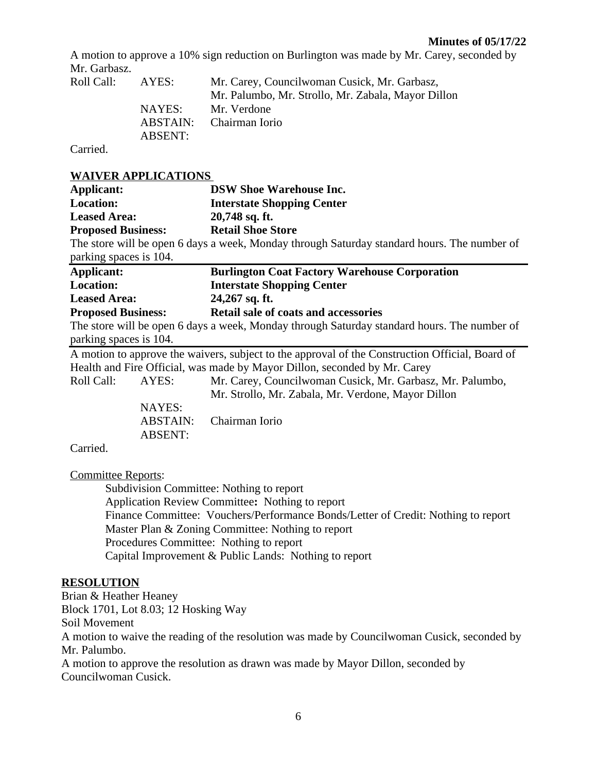A motion to approve a 10% sign reduction on Burlington was made by Mr. Carey, seconded by Mr. Garbasz.

| Roll Call: | AYES: | Mr. Carey, Councilwoman Cusick, Mr. Garbasz, Mr. Palumbo, Mr. Strollo, Mr. Zabala, Mayor Dillon |
|---|---|---|
| | NAYES: | Mr. Verdone |
| | ABSTAIN: | Chairman Iorio |
| | ABSENT: | |

Carried.

## WAIVER APPLICATIONS

**Applicant:** **DSW Shoe Warehouse Inc.**
**Location:** **Interstate Shopping Center**
**Leased Area:** **20,748 sq. ft.**
**Proposed Business:** **Retail Shoe Store**

The store will be open 6 days a week, Monday through Saturday standard hours. The number of parking spaces is 104.

---

**Applicant:** **Burlington Coat Factory Warehouse Corporation**
**Location:** **Interstate Shopping Center**
**Leased Area:** **24,267 sq. ft.**
**Proposed Business:** **Retail sale of coats and accessories**

The store will be open 6 days a week, Monday through Saturday standard hours. The number of parking spaces is 104.

---

A motion to approve the waivers, subject to the approval of the Construction Official, Board of Health and Fire Official, was made by Mayor Dillon, seconded by Mr. Carey

| Roll Call: | AYES: | Mr. Carey, Councilwoman Cusick, Mr. Garbasz, Mr. Palumbo, Mr. Strollo, Mr. Zabala, Mr. Verdone, Mayor Dillon |
|---|---|---|
| | NAYES: | |
| | ABSTAIN: | Chairman Iorio |
| | ABSENT: | |

Carried.

Committee Reports:

Subdivision Committee: Nothing to report
Application Review Committee**:** Nothing to report
Finance Committee: Vouchers/Performance Bonds/Letter of Credit: Nothing to report
Master Plan & Zoning Committee: Nothing to report
Procedures Committee: Nothing to report
Capital Improvement & Public Lands: Nothing to report

## RESOLUTION

Brian & Heather Heaney
Block 1701, Lot 8.03; 12 Hosking Way
Soil Movement

A motion to waive the reading of the resolution was made by Councilwoman Cusick, seconded by Mr. Palumbo.

A motion to approve the resolution as drawn was made by Mayor Dillon, seconded by Councilwoman Cusick.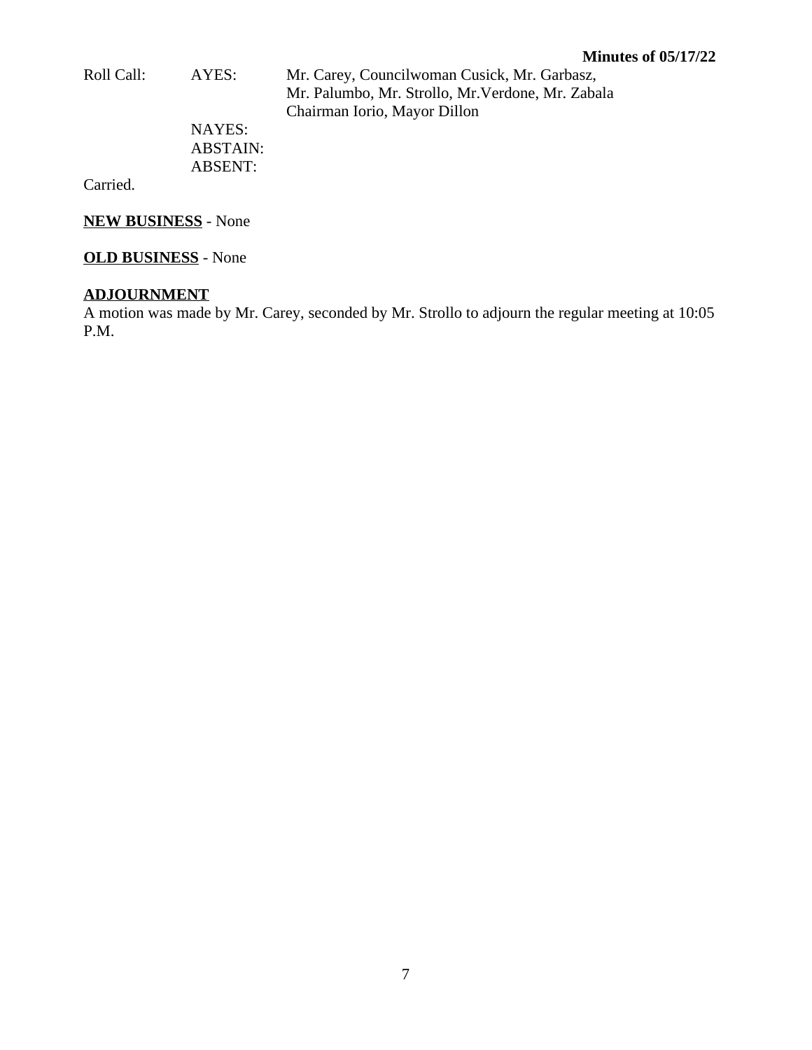**Minutes of 05/17/22**

| | | |
|---|---|---|
| Roll Call: | AYES: | Mr. Carey, Councilwoman Cusick, Mr. Garbasz, Mr. Palumbo, Mr. Strollo, Mr.Verdone, Mr. Zabala Chairman Iorio, Mayor Dillon |
| | NAYES: | |
| | ABSTAIN: | |
| | ABSENT: | |

Carried.

**NEW BUSINESS** - None

**OLD BUSINESS** - None

**ADJOURNMENT**

A motion was made by Mr. Carey, seconded by Mr. Strollo to adjourn the regular meeting at 10:05 P.M.